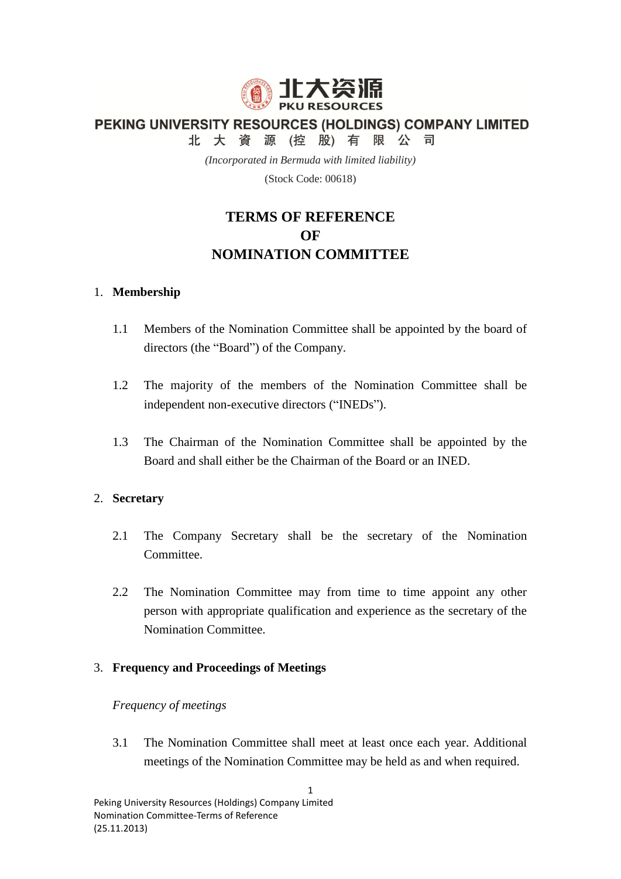北大资源
PKU RESOURCES

**PEKING UNIVERSITY RESOURCES (HOLDINGS) COMPANY LIMITED**

**北 大 資 源 (控 股) 有 限 公 司**

*(Incorporated in Bermuda with limited liability)*

(Stock Code: 00618)

# TERMS OF REFERENCE OF NOMINATION COMMITTEE

## 1. Membership

1.1 Members of the Nomination Committee shall be appointed by the board of directors (the “Board”) of the Company.

1.2 The majority of the members of the Nomination Committee shall be independent non-executive directors (“INEDs”).

1.3 The Chairman of the Nomination Committee shall be appointed by the Board and shall either be the Chairman of the Board or an INED.

## 2. Secretary

2.1 The Company Secretary shall be the secretary of the Nomination Committee.

2.2 The Nomination Committee may from time to time appoint any other person with appropriate qualification and experience as the secretary of the Nomination Committee.

## 3. Frequency and Proceedings of Meetings

*Frequency of meetings*

3.1 The Nomination Committee shall meet at least once each year. Additional meetings of the Nomination Committee may be held as and when required.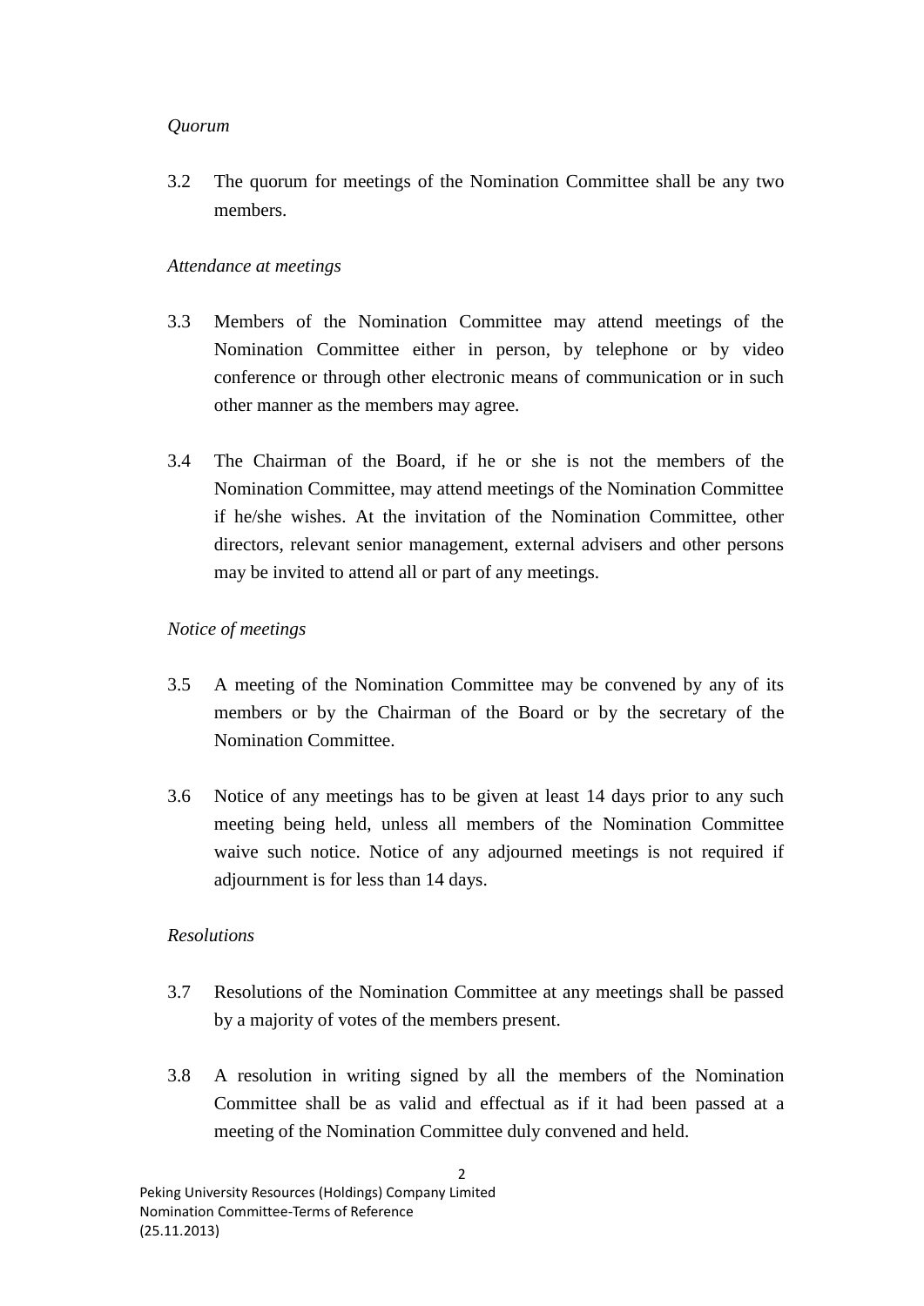*Quorum*

3.2 The quorum for meetings of the Nomination Committee shall be any two members.

*Attendance at meetings*

3.3 Members of the Nomination Committee may attend meetings of the Nomination Committee either in person, by telephone or by video conference or through other electronic means of communication or in such other manner as the members may agree.

3.4 The Chairman of the Board, if he or she is not the members of the Nomination Committee, may attend meetings of the Nomination Committee if he/she wishes. At the invitation of the Nomination Committee, other directors, relevant senior management, external advisers and other persons may be invited to attend all or part of any meetings.

*Notice of meetings*

3.5 A meeting of the Nomination Committee may be convened by any of its members or by the Chairman of the Board or by the secretary of the Nomination Committee.

3.6 Notice of any meetings has to be given at least 14 days prior to any such meeting being held, unless all members of the Nomination Committee waive such notice. Notice of any adjourned meetings is not required if adjournment is for less than 14 days.

*Resolutions*

3.7 Resolutions of the Nomination Committee at any meetings shall be passed by a majority of votes of the members present.

3.8 A resolution in writing signed by all the members of the Nomination Committee shall be as valid and effectual as if it had been passed at a meeting of the Nomination Committee duly convened and held.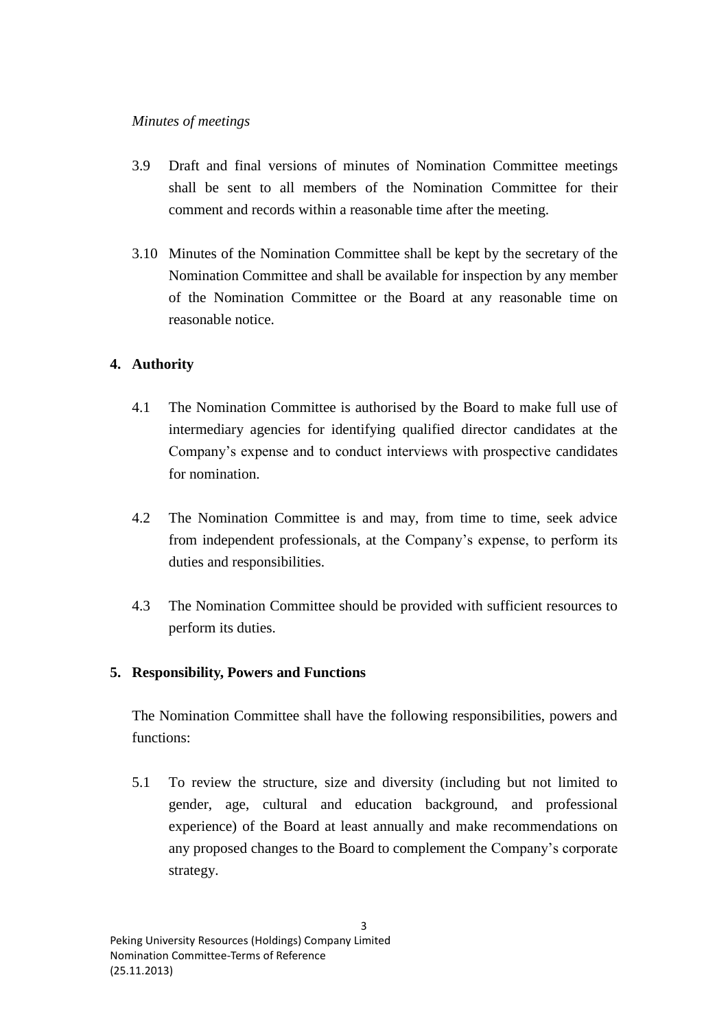*Minutes of meetings*

3.9 Draft and final versions of minutes of Nomination Committee meetings shall be sent to all members of the Nomination Committee for their comment and records within a reasonable time after the meeting.

3.10 Minutes of the Nomination Committee shall be kept by the secretary of the Nomination Committee and shall be available for inspection by any member of the Nomination Committee or the Board at any reasonable time on reasonable notice.

## 4. Authority

4.1 The Nomination Committee is authorised by the Board to make full use of intermediary agencies for identifying qualified director candidates at the Company's expense and to conduct interviews with prospective candidates for nomination.

4.2 The Nomination Committee is and may, from time to time, seek advice from independent professionals, at the Company's expense, to perform its duties and responsibilities.

4.3 The Nomination Committee should be provided with sufficient resources to perform its duties.

## 5. Responsibility, Powers and Functions

The Nomination Committee shall have the following responsibilities, powers and functions:

5.1 To review the structure, size and diversity (including but not limited to gender, age, cultural and education background, and professional experience) of the Board at least annually and make recommendations on any proposed changes to the Board to complement the Company's corporate strategy.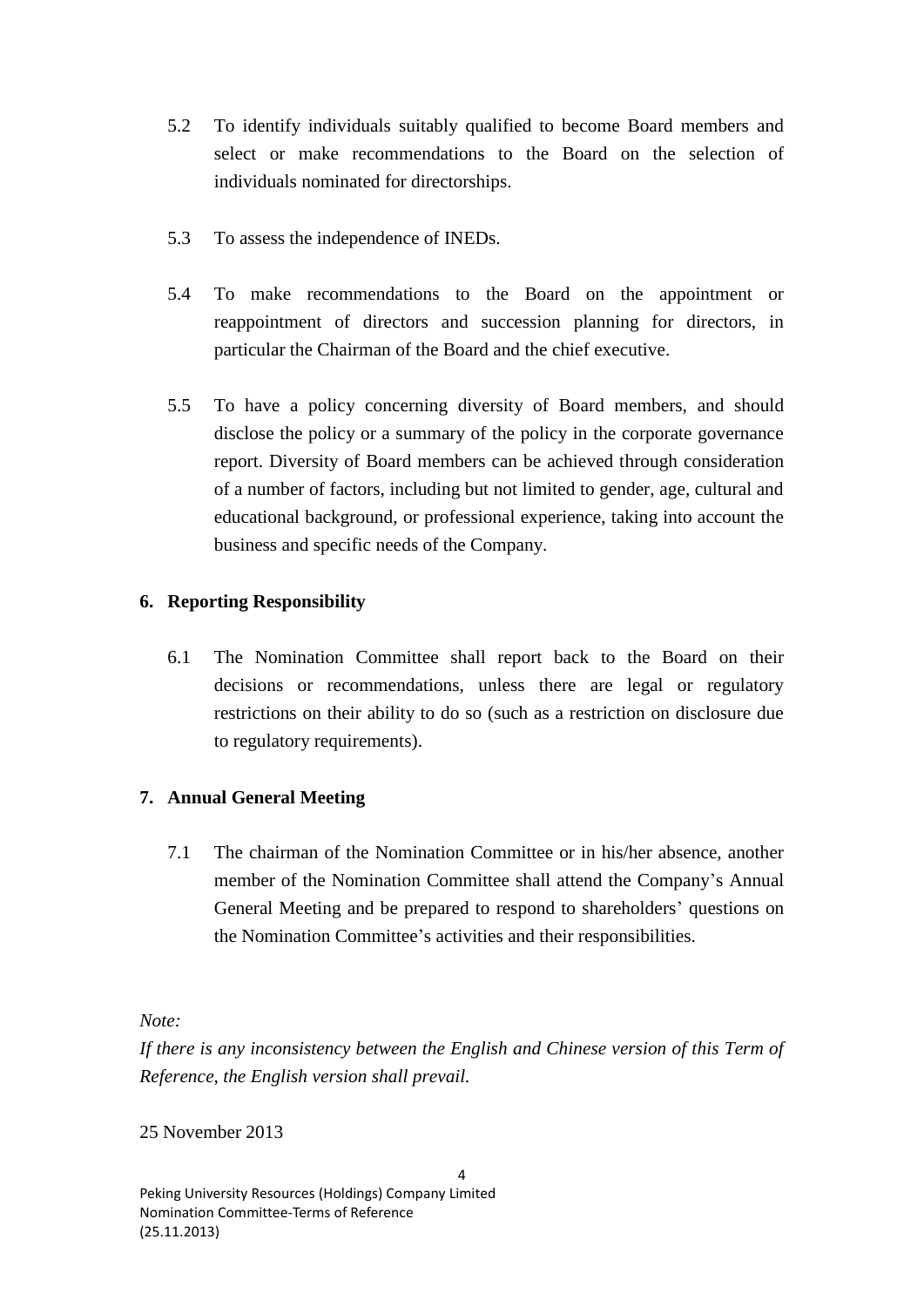5.2 To identify individuals suitably qualified to become Board members and select or make recommendations to the Board on the selection of individuals nominated for directorships.

5.3 To assess the independence of INEDs.

5.4 To make recommendations to the Board on the appointment or reappointment of directors and succession planning for directors, in particular the Chairman of the Board and the chief executive.

5.5 To have a policy concerning diversity of Board members, and should disclose the policy or a summary of the policy in the corporate governance report. Diversity of Board members can be achieved through consideration of a number of factors, including but not limited to gender, age, cultural and educational background, or professional experience, taking into account the business and specific needs of the Company.

## 6. Reporting Responsibility

6.1 The Nomination Committee shall report back to the Board on their decisions or recommendations, unless there are legal or regulatory restrictions on their ability to do so (such as a restriction on disclosure due to regulatory requirements).

## 7. Annual General Meeting

7.1 The chairman of the Nomination Committee or in his/her absence, another member of the Nomination Committee shall attend the Company's Annual General Meeting and be prepared to respond to shareholders' questions on the Nomination Committee's activities and their responsibilities.

*Note:*
*If there is any inconsistency between the English and Chinese version of this Term of Reference, the English version shall prevail.*

25 November 2013